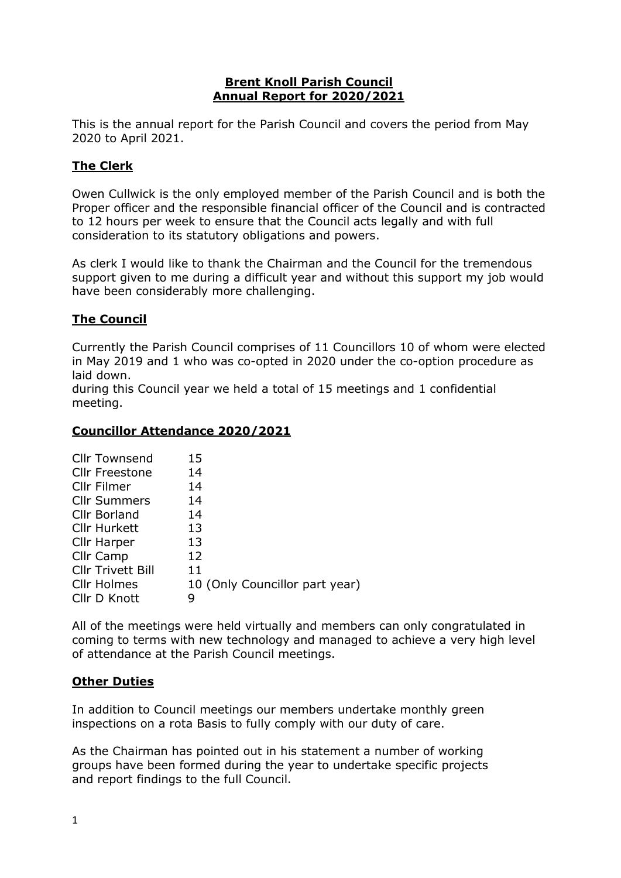# Brent Knoll Parish Council
# Annual Report for 2020/2021

This is the annual report for the Parish Council and covers the period from May 2020 to April 2021.

## The Clerk

Owen Cullwick is the only employed member of the Parish Council and is both the Proper officer and the responsible financial officer of the Council and is contracted to 12 hours per week to ensure that the Council acts legally and with full consideration to its statutory obligations and powers.

As clerk I would like to thank the Chairman and the Council for the tremendous support given to me during a difficult year and without this support my job would have been considerably more challenging.

## The Council

Currently the Parish Council comprises of 11 Councillors 10 of whom were elected in May 2019 and 1 who was co-opted in 2020 under the co-option procedure as laid down.
during this Council year we held a total of 15 meetings and 1 confidential meeting.

## Councillor Attendance 2020/2021

| | |
|---|---|
| Cllr Townsend | 15 |
| Cllr Freestone | 14 |
| Cllr Filmer | 14 |
| Cllr Summers | 14 |
| Cllr Borland | 14 |
| Cllr Hurkett | 13 |
| Cllr Harper | 13 |
| Cllr Camp | 12 |
| Cllr Trivett Bill | 11 |
| Cllr Holmes | 10 (Only Councillor part year) |
| Cllr D Knott | 9 |

All of the meetings were held virtually and members can only congratulated in coming to terms with new technology and managed to achieve a very high level of attendance at the Parish Council meetings.

## Other Duties

In addition to Council meetings our members undertake monthly green inspections on a rota Basis to fully comply with our duty of care.

As the Chairman has pointed out in his statement a number of working groups have been formed during the year to undertake specific projects and report findings to the full Council.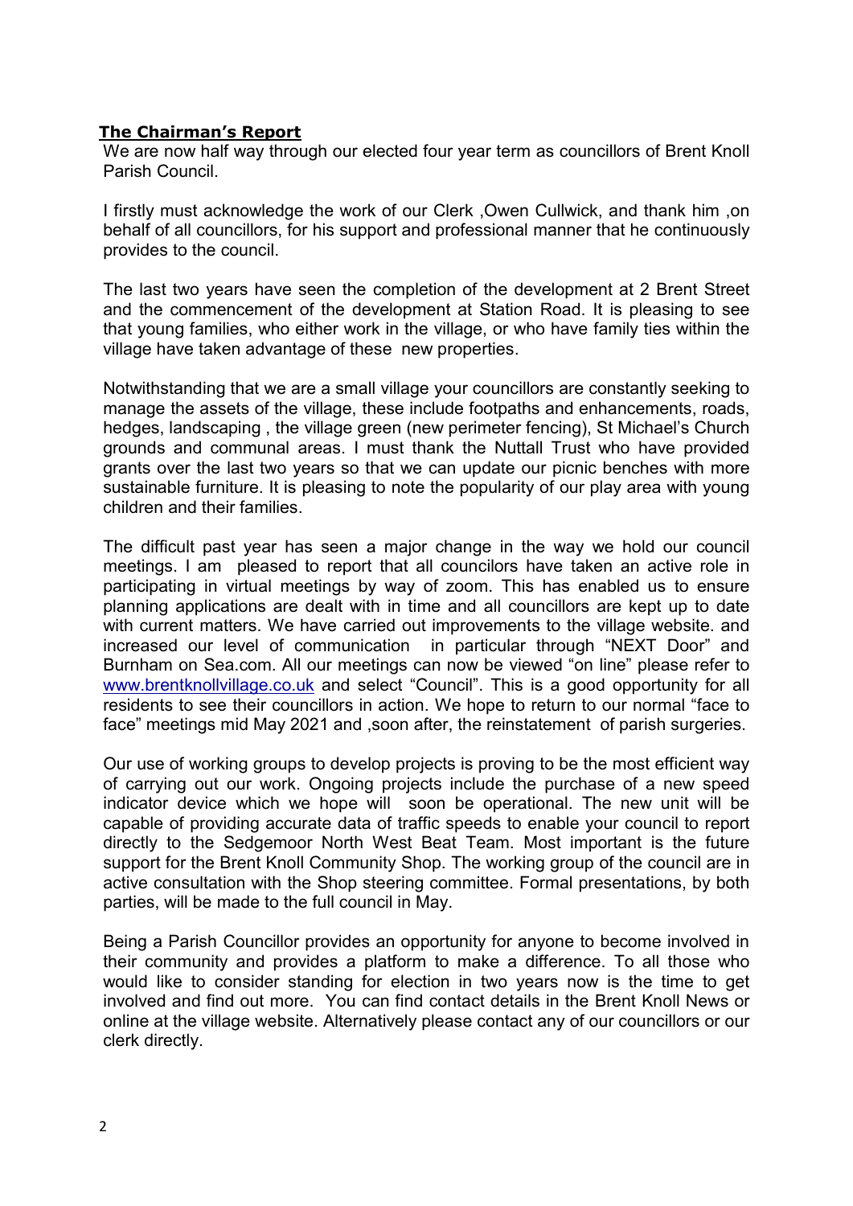## **The Chairman's Report**

We are now half way through our elected four year term as councillors of Brent Knoll Parish Council.

I firstly must acknowledge the work of our Clerk ,Owen Cullwick, and thank him ,on behalf of all councillors, for his support and professional manner that he continuously provides to the council.

The last two years have seen the completion of the development at 2 Brent Street and the commencement of the development at Station Road. It is pleasing to see that young families, who either work in the village, or who have family ties within the village have taken advantage of these new properties.

Notwithstanding that we are a small village your councillors are constantly seeking to manage the assets of the village, these include footpaths and enhancements, roads, hedges, landscaping , the village green (new perimeter fencing), St Michael's Church grounds and communal areas. I must thank the Nuttall Trust who have provided grants over the last two years so that we can update our picnic benches with more sustainable furniture. It is pleasing to note the popularity of our play area with young children and their families.

The difficult past year has seen a major change in the way we hold our council meetings. I am pleased to report that all councilors have taken an active role in participating in virtual meetings by way of zoom. This has enabled us to ensure planning applications are dealt with in time and all councillors are kept up to date with current matters. We have carried out improvements to the village website. and increased our level of communication in particular through "NEXT Door" and Burnham on Sea.com. All our meetings can now be viewed "on line" please refer to [www.brentknollvillage.co.uk](http://www.brentknollvillage.co.uk) and select "Council". This is a good opportunity for all residents to see their councillors in action. We hope to return to our normal "face to face" meetings mid May 2021 and ,soon after, the reinstatement of parish surgeries.

Our use of working groups to develop projects is proving to be the most efficient way of carrying out our work. Ongoing projects include the purchase of a new speed indicator device which we hope will soon be operational. The new unit will be capable of providing accurate data of traffic speeds to enable your council to report directly to the Sedgemoor North West Beat Team. Most important is the future support for the Brent Knoll Community Shop. The working group of the council are in active consultation with the Shop steering committee. Formal presentations, by both parties, will be made to the full council in May.

Being a Parish Councillor provides an opportunity for anyone to become involved in their community and provides a platform to make a difference. To all those who would like to consider standing for election in two years now is the time to get involved and find out more. You can find contact details in the Brent Knoll News or online at the village website. Alternatively please contact any of our councillors or our clerk directly.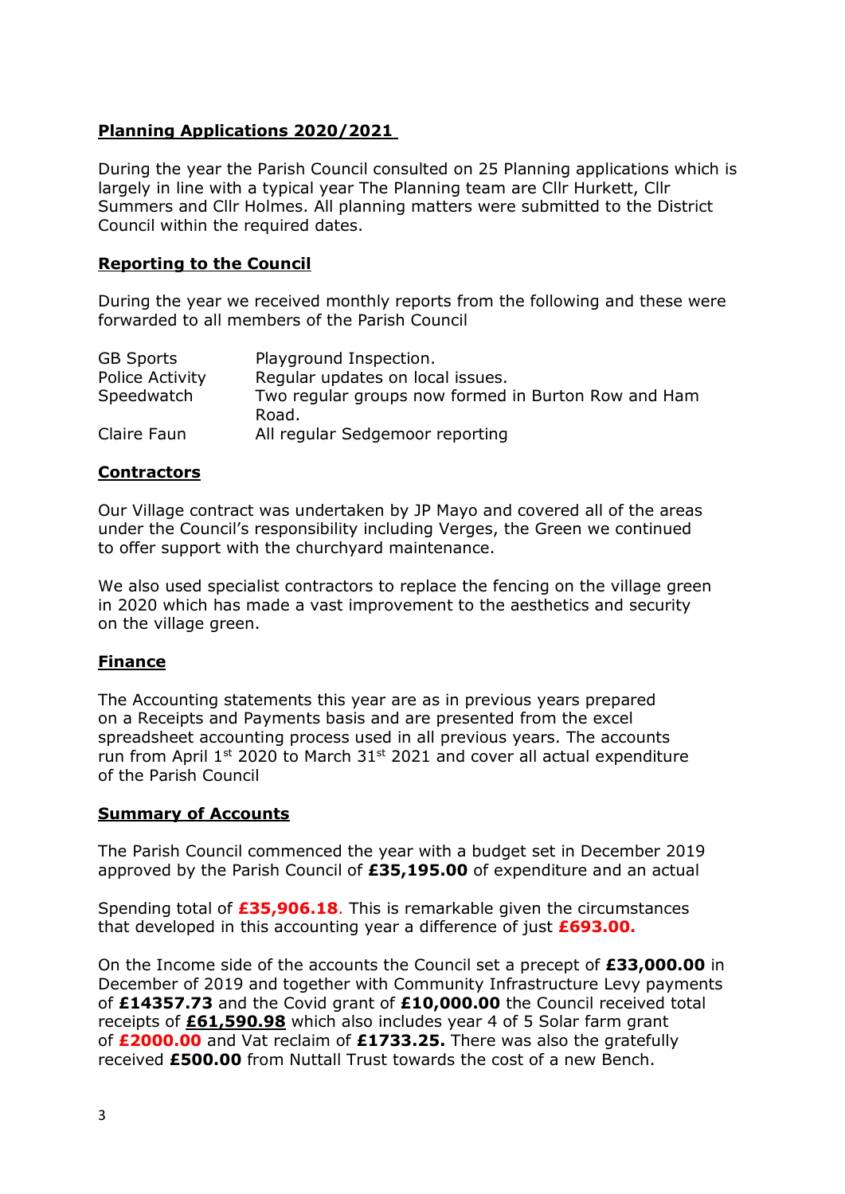## Planning Applications 2020/2021

During the year the Parish Council consulted on 25 Planning applications which is largely in line with a typical year The Planning team are Cllr Hurkett, Cllr Summers and Cllr Holmes. All planning matters were submitted to the District Council within the required dates.

## Reporting to the Council

During the year we received monthly reports from the following and these were forwarded to all members of the Parish Council

| | |
|---|---|
| GB Sports | Playground Inspection. |
| Police Activity | Regular updates on local issues. |
| Speedwatch | Two regular groups now formed in Burton Row and Ham Road. |
| Claire Faun | All regular Sedgemoor reporting |

## Contractors

Our Village contract was undertaken by JP Mayo and covered all of the areas under the Council's responsibility including Verges, the Green we continued to offer support with the churchyard maintenance.

We also used specialist contractors to replace the fencing on the village green in 2020 which has made a vast improvement to the aesthetics and security on the village green.

## Finance

The Accounting statements this year are as in previous years prepared on a Receipts and Payments basis and are presented from the excel spreadsheet accounting process used in all previous years. The accounts run from April 1st 2020 to March 31st 2021 and cover all actual expenditure of the Parish Council

## Summary of Accounts

The Parish Council commenced the year with a budget set in December 2019 approved by the Parish Council of **£35,195.00** of expenditure and an actual

Spending total of **£35,906.18**. This is remarkable given the circumstances that developed in this accounting year a difference of just **£693.00.**

On the Income side of the accounts the Council set a precept of **£33,000.00** in December of 2019 and together with Community Infrastructure Levy payments of **£14357.73** and the Covid grant of **£10,000.00** the Council received total receipts of **£61,590.98** which also includes year 4 of 5 Solar farm grant of **£2000.00** and Vat reclaim of **£1733.25.** There was also the gratefully received **£500.00** from Nuttall Trust towards the cost of a new Bench.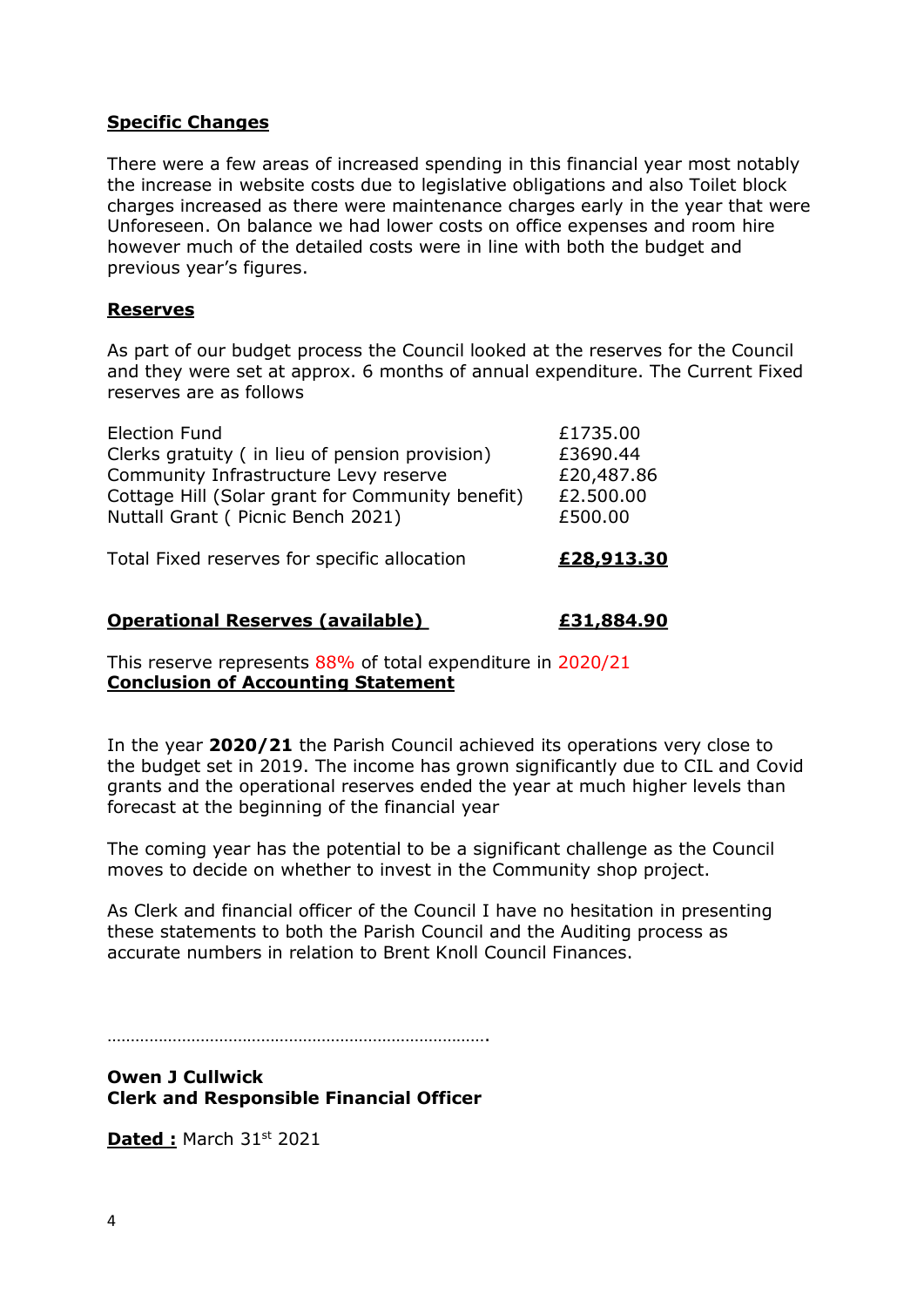**Specific Changes**

There were a few areas of increased spending in this financial year most notably the increase in website costs due to legislative obligations and also Toilet block charges increased as there were maintenance charges early in the year that were Unforeseen. On balance we had lower costs on office expenses and room hire however much of the detailed costs were in line with both the budget and previous year's figures.

**Reserves**

As part of our budget process the Council looked at the reserves for the Council and they were set at approx. 6 months of annual expenditure. The Current Fixed reserves are as follows

| | |
|---|---|
| Election Fund | £1735.00 |
| Clerks gratuity ( in lieu of pension provision) | £3690.44 |
| Community Infrastructure Levy reserve | £20,487.86 |
| Cottage Hill (Solar grant for Community benefit) | £2.500.00 |
| Nuttall Grant ( Picnic Bench 2021) | £500.00 |
| Total Fixed reserves for specific allocation | **£28,913.30** |
| **Operational Reserves (available)** | **£31,884.90** |

This reserve represents 88% of total expenditure in 2020/21

**Conclusion of Accounting Statement**

In the year **2020/21** the Parish Council achieved its operations very close to the budget set in 2019. The income has grown significantly due to CIL and Covid grants and the operational reserves ended the year at much higher levels than forecast at the beginning of the financial year

The coming year has the potential to be a significant challenge as the Council moves to decide on whether to invest in the Community shop project.

As Clerk and financial officer of the Council I have no hesitation in presenting these statements to both the Parish Council and the Auditing process as accurate numbers in relation to Brent Knoll Council Finances.

…………………………………………………………………….

**Owen J Cullwick**
**Clerk and Responsible Financial Officer**

**Dated :** March 31st 2021